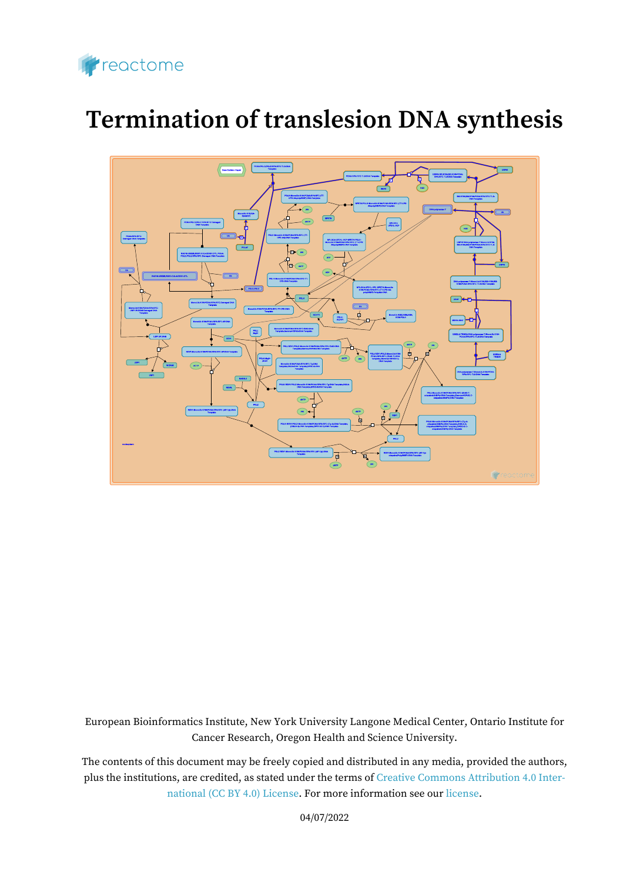# Termination of translesion DNA synthesis

European Bioinformatics Institute, New York University Langone Medical Center, Ontario Institute for Cancer Research, Oregon Health and Science University.

The contents of this document may be freely copied and distributed in any media, provided the authors, plus the institutions, are credited, as stated under the terms of Creative Commons Attribution 4.0 International (CC BY 4.0) License. For more information see our license.

04/07/2022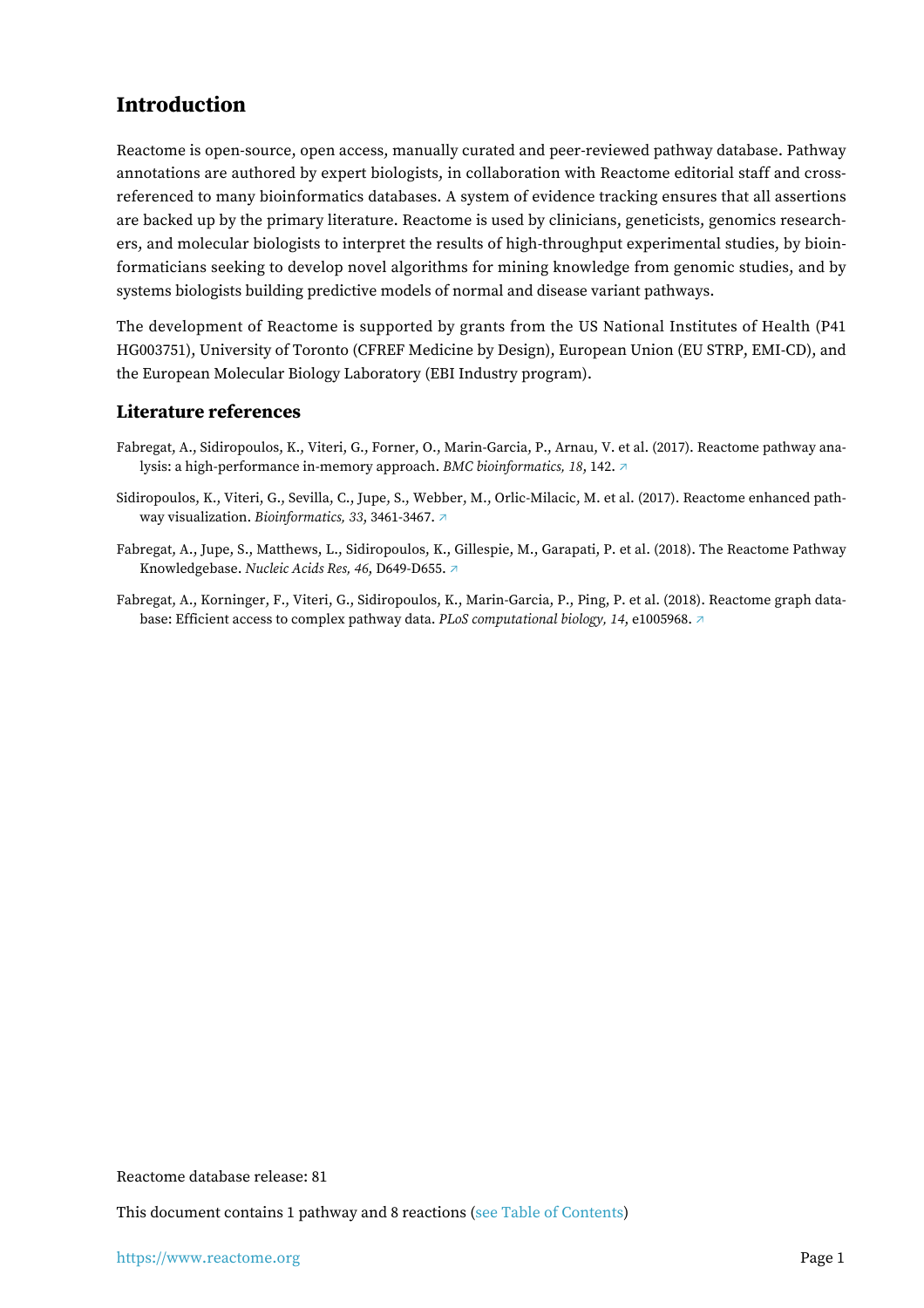## Introduction

Reactome is open-source, open access, manually curated and peer-reviewed pathway database. Pathway annotations are authored by expert biologists, in collaboration with Reactome editorial staff and cross-referenced to many bioinformatics databases. A system of evidence tracking ensures that all assertions are backed up by the primary literature. Reactome is used by clinicians, geneticists, genomics researchers, and molecular biologists to interpret the results of high-throughput experimental studies, by bioinformaticians seeking to develop novel algorithms for mining knowledge from genomic studies, and by systems biologists building predictive models of normal and disease variant pathways.

The development of Reactome is supported by grants from the US National Institutes of Health (P41 HG003751), University of Toronto (CFREF Medicine by Design), European Union (EU STRP, EMI-CD), and the European Molecular Biology Laboratory (EBI Industry program).

### Literature references

Fabregat, A., Sidiropoulos, K., Viteri, G., Forner, O., Marin-Garcia, P., Arnau, V. et al. (2017). Reactome pathway analysis: a high-performance in-memory approach. *BMC bioinformatics, 18*, 142. ↗

Sidiropoulos, K., Viteri, G., Sevilla, C., Jupe, S., Webber, M., Orlic-Milacic, M. et al. (2017). Reactome enhanced pathway visualization. *Bioinformatics, 33*, 3461-3467. ↗

Fabregat, A., Jupe, S., Matthews, L., Sidiropoulos, K., Gillespie, M., Garapati, P. et al. (2018). The Reactome Pathway Knowledgebase. *Nucleic Acids Res, 46*, D649-D655. ↗

Fabregat, A., Korninger, F., Viteri, G., Sidiropoulos, K., Marin-Garcia, P., Ping, P. et al. (2018). Reactome graph database: Efficient access to complex pathway data. *PLoS computational biology, 14*, e1005968. ↗

Reactome database release: 81

This document contains 1 pathway and 8 reactions (see Table of Contents)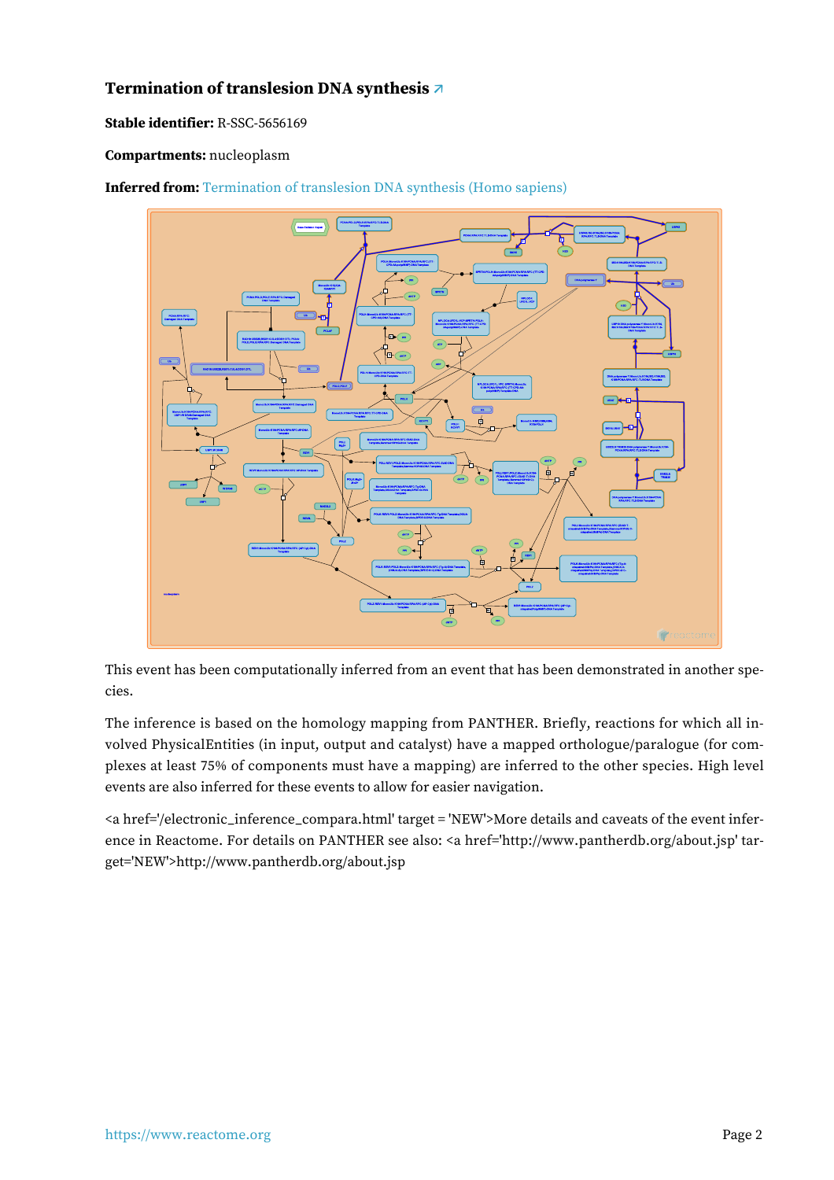### Termination of translesion DNA synthesis ↗

**Stable identifier:** R-SSC-5656169

**Compartments:** nucleoplasm

**Inferred from:** Termination of translesion DNA synthesis (Homo sapiens)

This event has been computationally inferred from an event that has been demonstrated in another species.

The inference is based on the homology mapping from PANTHER. Briefly, reactions for which all involved PhysicalEntities (in input, output and catalyst) have a mapped orthologue/paralogue (for complexes at least 75% of components must have a mapping) are inferred to the other species. High level events are also inferred for these events to allow for easier navigation.

<a href='/electronic_inference_compara.html' target = 'NEW'>More details and caveats of the event inference in Reactome. For details on PANTHER see also: <a href='http://www.pantherdb.org/about.jsp' target='NEW'>http://www.pantherdb.org/about.jsp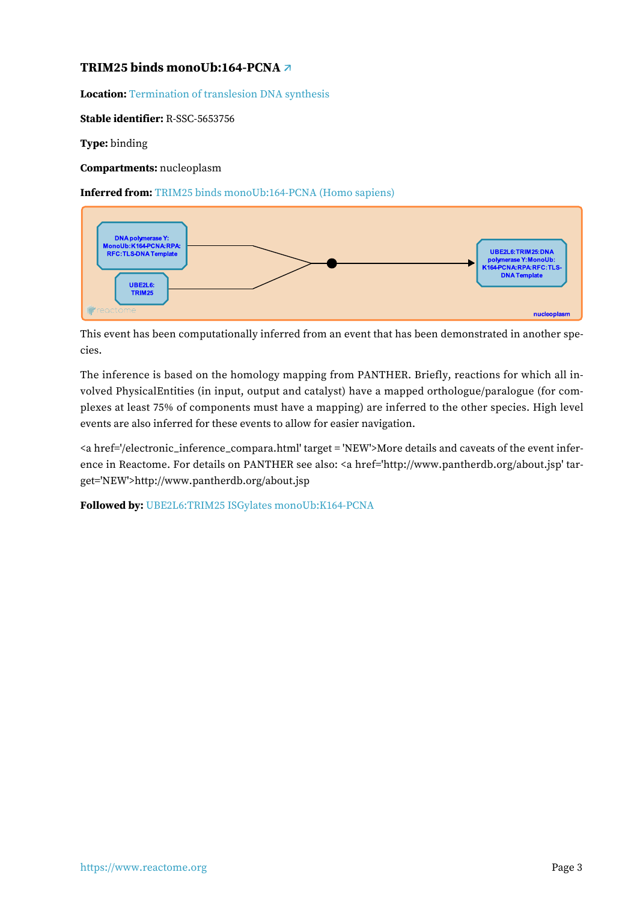### TRIM25 binds monoUb:164-PCNA ↗

**Location:** Termination of translesion DNA synthesis

**Stable identifier:** R-SSC-5653756

**Type:** binding

**Compartments:** nucleoplasm

**Inferred from:** TRIM25 binds monoUb:164-PCNA (Homo sapiens)

DNA polymerase Y: MonoUb:K164-PCNA:RPA: RFC:TLS-DNA Template

UBE2L6: TRIM25

UBE2L6:TRIM25:DNA polymerase Y:MonoUb: K164-PCNA:RPA:RFC:TLS-DNA Template

nucleoplasm

This event has been computationally inferred from an event that has been demonstrated in another species.

The inference is based on the homology mapping from PANTHER. Briefly, reactions for which all involved PhysicalEntities (in input, output and catalyst) have a mapped orthologue/paralogue (for complexes at least 75% of components must have a mapping) are inferred to the other species. High level events are also inferred for these events to allow for easier navigation.

<a href='/electronic_inference_compara.html' target = 'NEW'>More details and caveats of the event inference in Reactome. For details on PANTHER see also: <a href='http://www.pantherdb.org/about.jsp' target='NEW'>http://www.pantherdb.org/about.jsp

**Followed by:** UBE2L6:TRIM25 ISGylates monoUb:K164-PCNA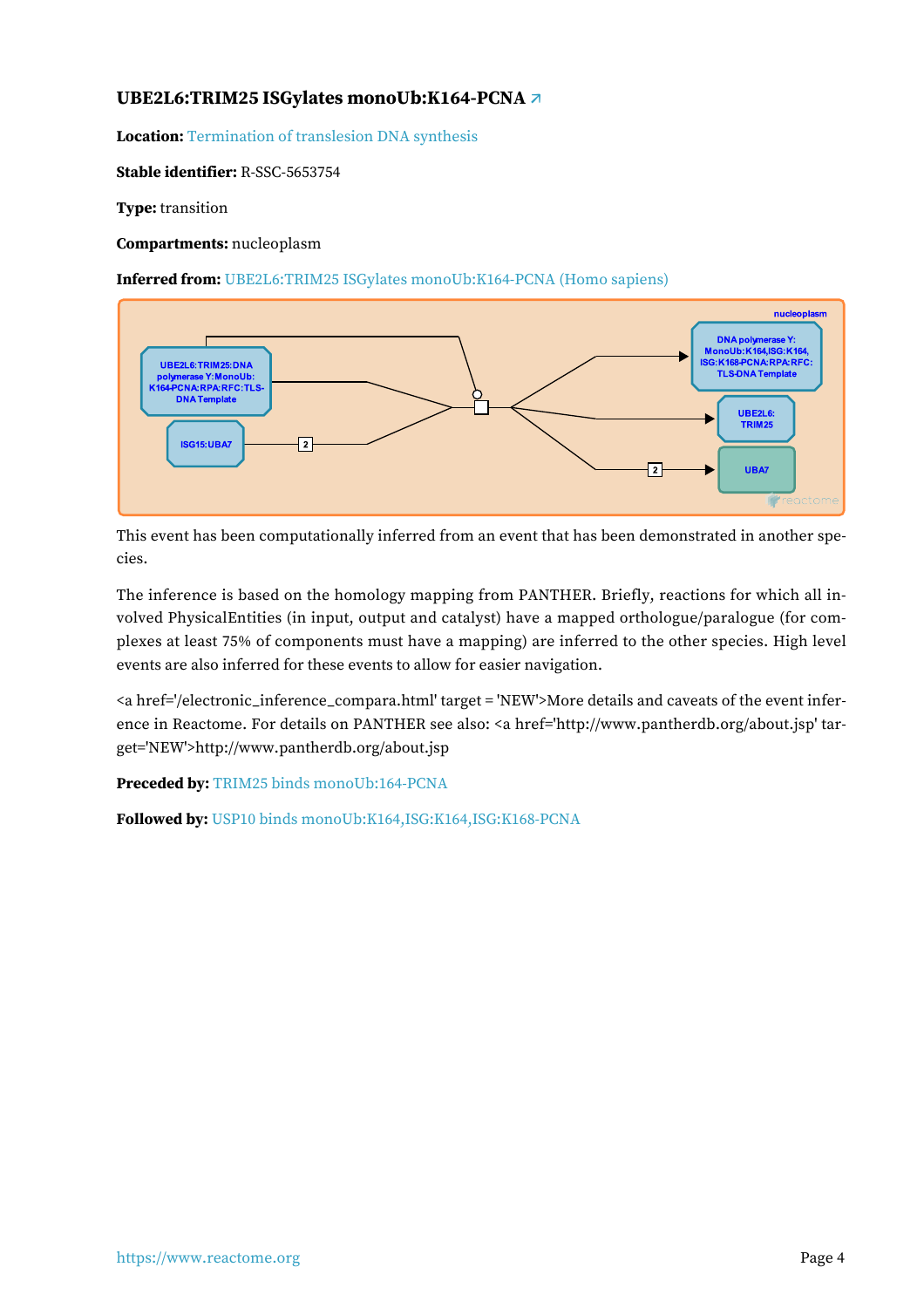## UBE2L6:TRIM25 ISGylates monoUb:K164-PCNA ↗

**Location:** Termination of translesion DNA synthesis

**Stable identifier:** R-SSC-5653754

**Type:** transition

**Compartments:** nucleoplasm

**Inferred from:** UBE2L6:TRIM25 ISGylates monoUb:K164-PCNA (Homo sapiens)

nucleoplasm

UBE2L6:TRIM25:DNA polymerase Y:MonoUb:K164-PCNA:RPA:RFC:TLS-DNA Template

ISG15:UBA7

2

DNA polymerase Y:MonoUb:K164,ISG:K164,ISG:K168-PCNA:RPA:RFC:TLS-DNA Template

UBE2L6:TRIM25

2

UBA7

This event has been computationally inferred from an event that has been demonstrated in another species.

The inference is based on the homology mapping from PANTHER. Briefly, reactions for which all involved PhysicalEntities (in input, output and catalyst) have a mapped orthologue/paralogue (for complexes at least 75% of components must have a mapping) are inferred to the other species. High level events are also inferred for these events to allow for easier navigation.

<a href='/electronic_inference_compara.html' target = 'NEW'>More details and caveats of the event inference in Reactome. For details on PANTHER see also: <a href='http://www.pantherdb.org/about.jsp' target='NEW'>http://www.pantherdb.org/about.jsp

**Preceded by:** TRIM25 binds monoUb:164-PCNA

**Followed by:** USP10 binds monoUb:K164,ISG:K164,ISG:K168-PCNA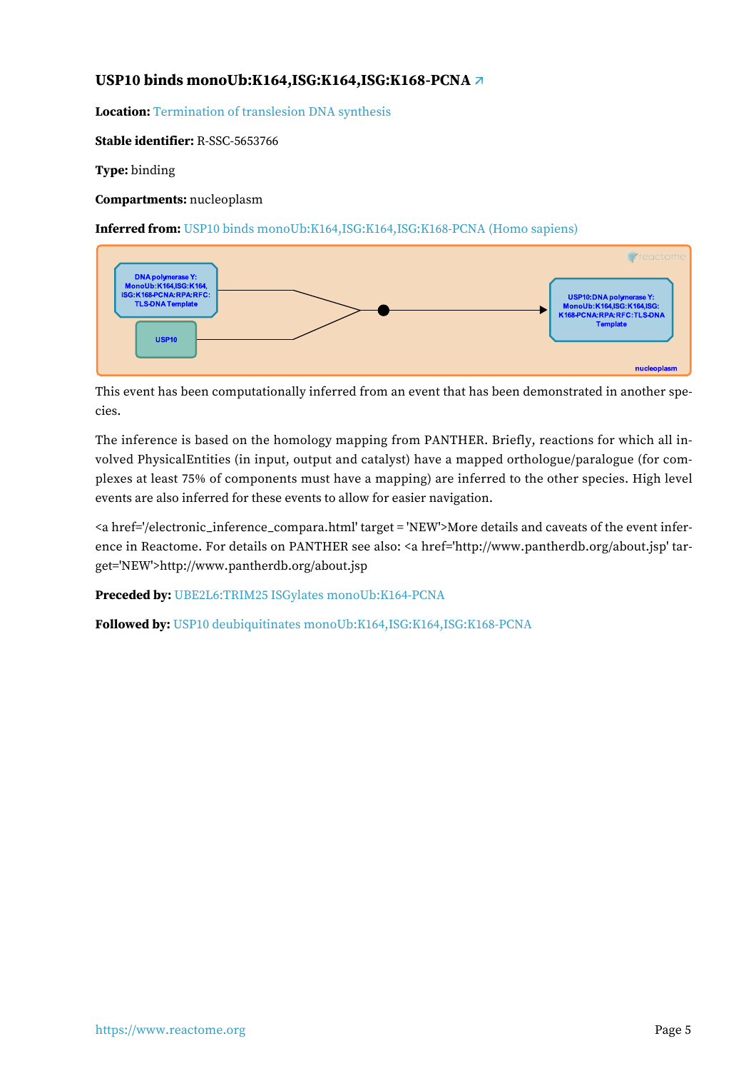### USP10 binds monoUb:K164,ISG:K164,ISG:K168-PCNA ↗

**Location:** Termination of translesion DNA synthesis

**Stable identifier:** R-SSC-5653766

**Type:** binding

**Compartments:** nucleoplasm

**Inferred from:** USP10 binds monoUb:K164,ISG:K164,ISG:K168-PCNA (Homo sapiens)

DNA polymerase Y: MonoUb:K164,ISG:K164, ISG:K168-PCNA:RPA:RFC: TLS-DNA Template

USP10

USP10:DNA polymerase Y: MonoUb:K164,ISG:K164,ISG: K168-PCNA:RPA:RFC:TLS-DNA Template

nucleoplasm

This event has been computationally inferred from an event that has been demonstrated in another species.

The inference is based on the homology mapping from PANTHER. Briefly, reactions for which all involved PhysicalEntities (in input, output and catalyst) have a mapped orthologue/paralogue (for complexes at least 75% of components must have a mapping) are inferred to the other species. High level events are also inferred for these events to allow for easier navigation.

<a href='/electronic_inference_compara.html' target = 'NEW'>More details and caveats of the event inference in Reactome. For details on PANTHER see also: <a href='http://www.pantherdb.org/about.jsp' target='NEW'>http://www.pantherdb.org/about.jsp

**Preceded by:** UBE2L6:TRIM25 ISGylates monoUb:K164-PCNA

**Followed by:** USP10 deubiquitinates monoUb:K164,ISG:K164,ISG:K168-PCNA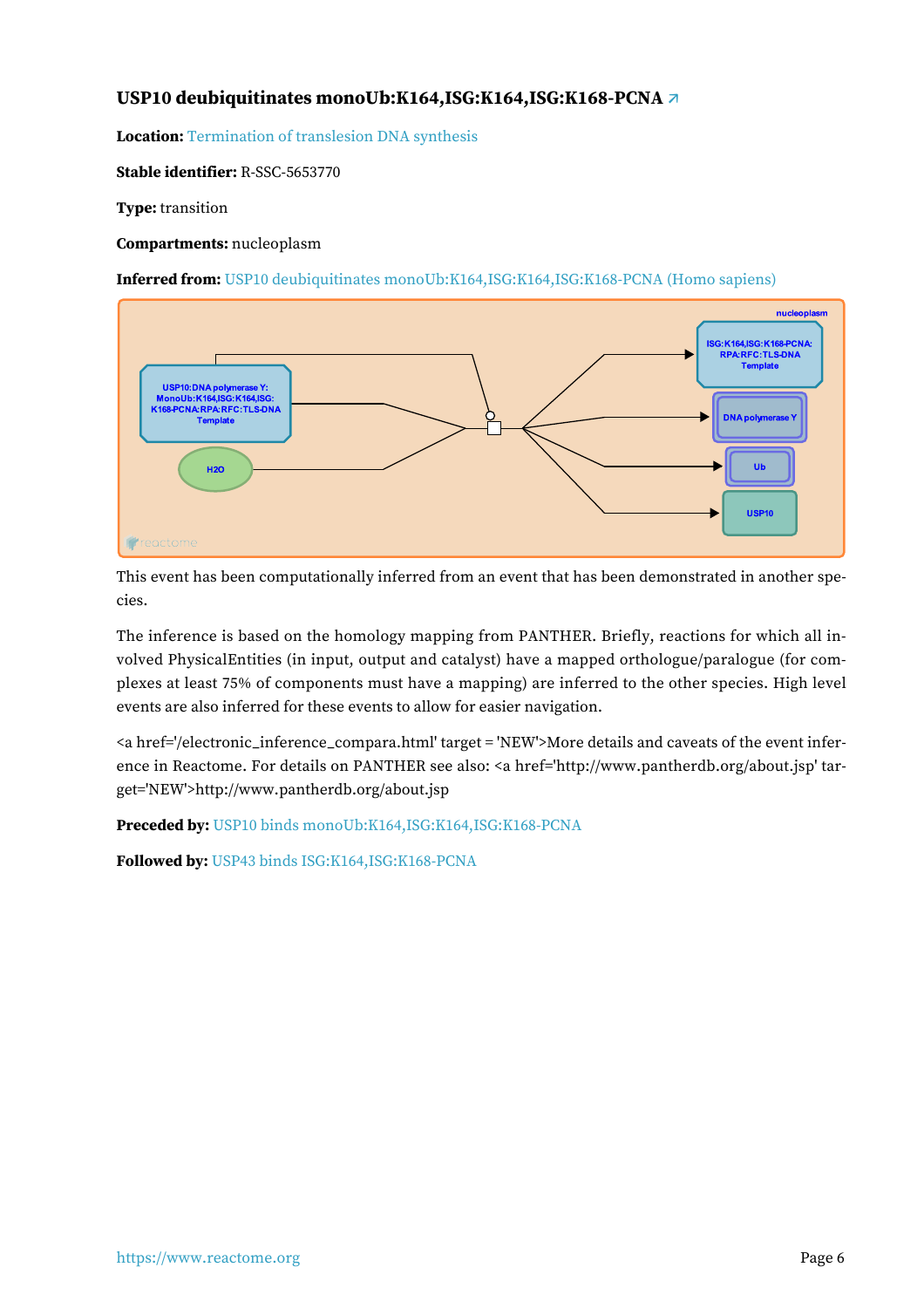## USP10 deubiquitinates monoUb:K164,ISG:K164,ISG:K168-PCNA ↗

**Location:** Termination of translesion DNA synthesis

**Stable identifier:** R-SSC-5653770

**Type:** transition

**Compartments:** nucleoplasm

**Inferred from:** USP10 deubiquitinates monoUb:K164,ISG:K164,ISG:K168-PCNA (Homo sapiens)

nucleoplasm

USP10:DNA polymerase Y:MonoUb:K164,ISG:K164,ISG:K168-PCNA:RPA:RFC:TLS-DNA Template

H2O

ISG:K164,ISG:K168-PCNA:RPA:RFC:TLS-DNA Template

DNA polymerase Y

Ub

USP10

This event has been computationally inferred from an event that has been demonstrated in another species.

The inference is based on the homology mapping from PANTHER. Briefly, reactions for which all involved PhysicalEntities (in input, output and catalyst) have a mapped orthologue/paralogue (for complexes at least 75% of components must have a mapping) are inferred to the other species. High level events are also inferred for these events to allow for easier navigation.

<a href='/electronic_inference_compara.html' target = 'NEW'>More details and caveats of the event inference in Reactome. For details on PANTHER see also: <a href='http://www.pantherdb.org/about.jsp' target='NEW'>http://www.pantherdb.org/about.jsp

**Preceded by:** USP10 binds monoUb:K164,ISG:K164,ISG:K168-PCNA

**Followed by:** USP43 binds ISG:K164,ISG:K168-PCNA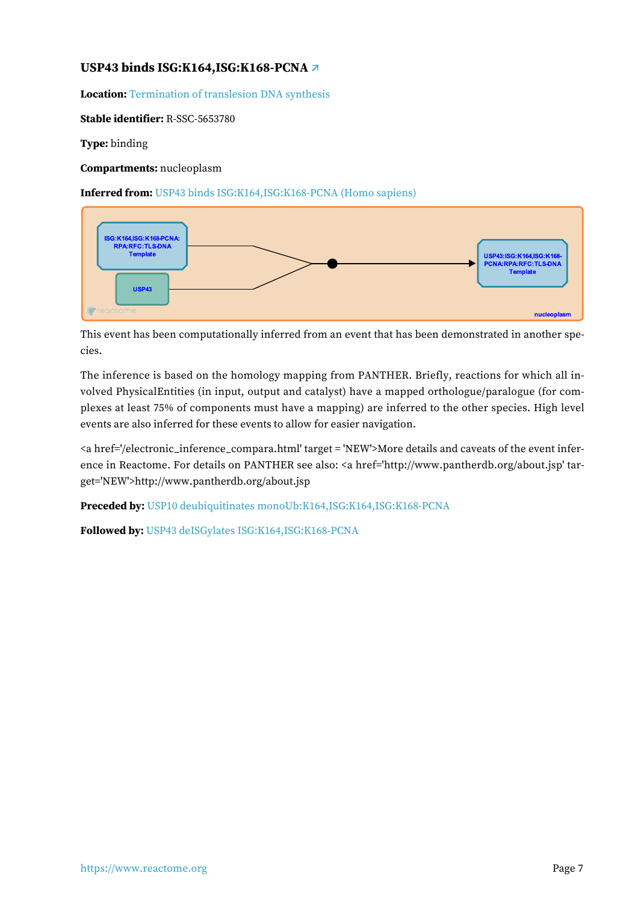### USP43 binds ISG:K164,ISG:K168-PCNA ↗

**Location:** Termination of translesion DNA synthesis

**Stable identifier:** R-SSC-5653780

**Type:** binding

**Compartments:** nucleoplasm

**Inferred from:** USP43 binds ISG:K164,ISG:K168-PCNA (Homo sapiens)

ISG:K164,ISG:K168-PCNA:RPA:RFC:TLS-DNA Template

USP43

USP43:ISG:K164,ISG:K168-PCNA:RPA:RFC:TLS-DNA Template

reactome

nucleoplasm

This event has been computationally inferred from an event that has been demonstrated in another species.

The inference is based on the homology mapping from PANTHER. Briefly, reactions for which all involved PhysicalEntities (in input, output and catalyst) have a mapped orthologue/paralogue (for complexes at least 75% of components must have a mapping) are inferred to the other species. High level events are also inferred for these events to allow for easier navigation.

<a href='/electronic_inference_compara.html' target = 'NEW'>More details and caveats of the event inference in Reactome. For details on PANTHER see also: <a href='http://www.pantherdb.org/about.jsp' target='NEW'>http://www.pantherdb.org/about.jsp

**Preceded by:** USP10 deubiquitinates monoUb:K164,ISG:K164,ISG:K168-PCNA

**Followed by:** USP43 deISGylates ISG:K164,ISG:K168-PCNA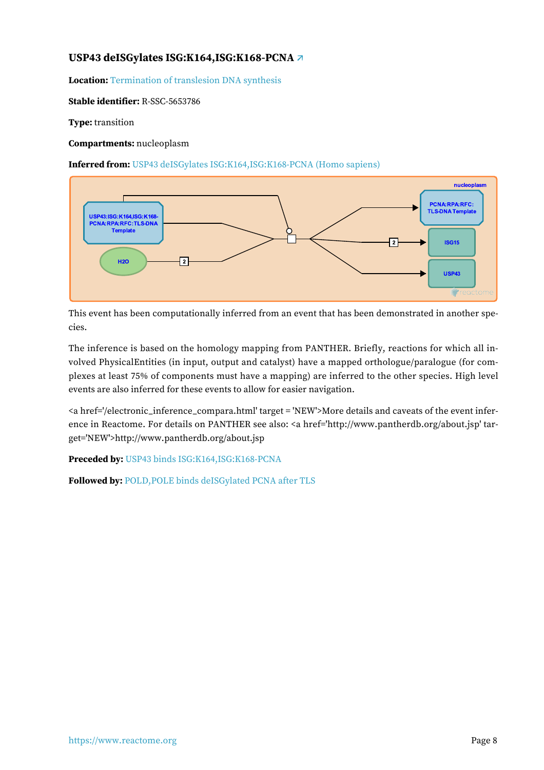### USP43 deISGylates ISG:K164,ISG:K168-PCNA ↗

**Location:** Termination of translesion DNA synthesis

**Stable identifier:** R-SSC-5653786

**Type:** transition

**Compartments:** nucleoplasm

**Inferred from:** USP43 deISGylates ISG:K164,ISG:K168-PCNA (Homo sapiens)

nucleoplasm

USP43:ISG:K164,ISG:K168-PCNA:RPA:RFC:TLS-DNA Template

H2O

2

PCNA:RPA:RFC:TLS-DNA Template

2

ISG15

USP43

This event has been computationally inferred from an event that has been demonstrated in another species.

The inference is based on the homology mapping from PANTHER. Briefly, reactions for which all involved PhysicalEntities (in input, output and catalyst) have a mapped orthologue/paralogue (for complexes at least 75% of components must have a mapping) are inferred to the other species. High level events are also inferred for these events to allow for easier navigation.

<a href='/electronic_inference_compara.html' target = 'NEW'>More details and caveats of the event inference in Reactome. For details on PANTHER see also: <a href='http://www.pantherdb.org/about.jsp' target='NEW'>http://www.pantherdb.org/about.jsp

**Preceded by:** USP43 binds ISG:K164,ISG:K168-PCNA

**Followed by:** POLD,POLE binds deISGylated PCNA after TLS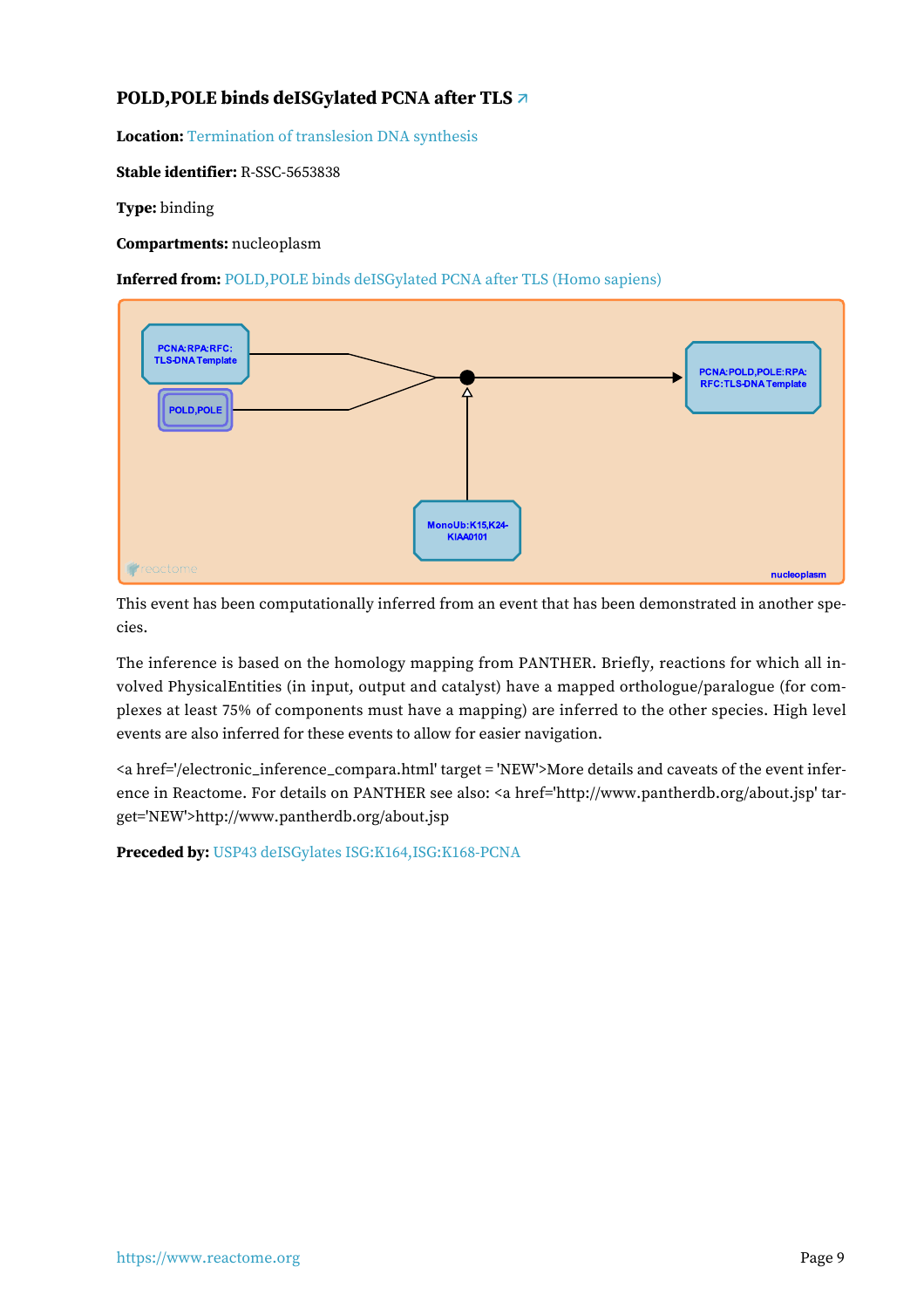## POLD,POLE binds deISGylated PCNA after TLS ↗

**Location:** Termination of translesion DNA synthesis

**Stable identifier:** R-SSC-5653838

**Type:** binding

**Compartments:** nucleoplasm

**Inferred from:** POLD,POLE binds deISGylated PCNA after TLS (Homo sapiens)

This event has been computationally inferred from an event that has been demonstrated in another species.

The inference is based on the homology mapping from PANTHER. Briefly, reactions for which all involved PhysicalEntities (in input, output and catalyst) have a mapped orthologue/paralogue (for complexes at least 75% of components must have a mapping) are inferred to the other species. High level events are also inferred for these events to allow for easier navigation.

<a href='/electronic_inference_compara.html' target = 'NEW'>More details and caveats of the event inference in Reactome. For details on PANTHER see also: <a href='http://www.pantherdb.org/about.jsp' target='NEW'>http://www.pantherdb.org/about.jsp

**Preceded by:** USP43 deISGylates ISG:K164,ISG:K168-PCNA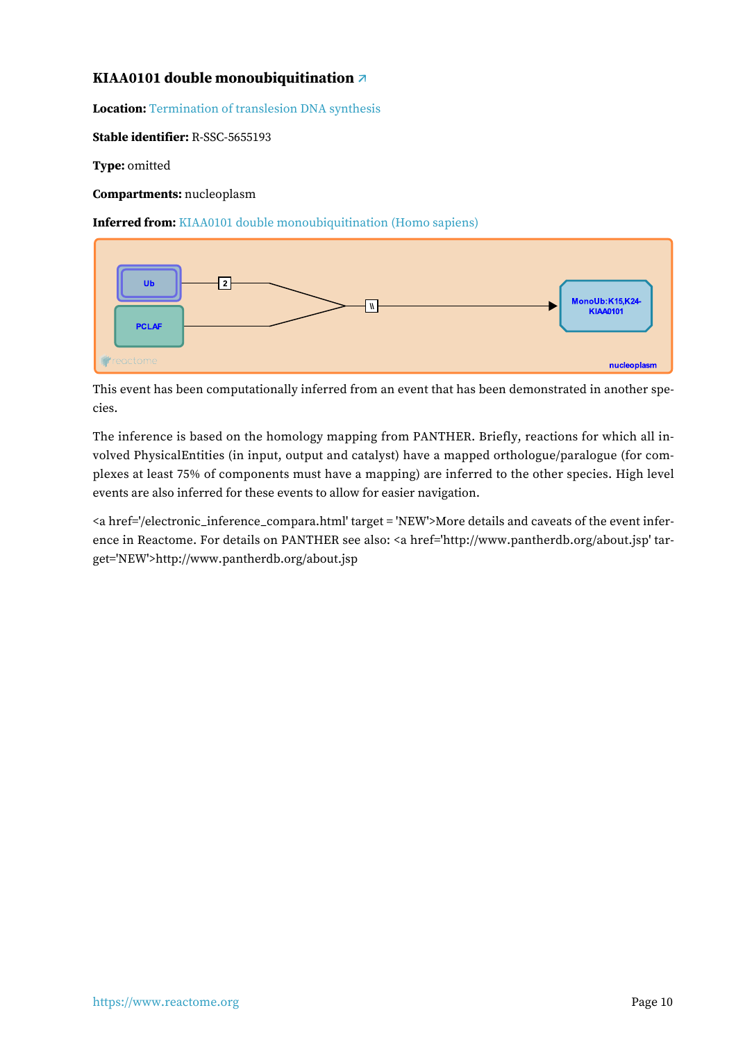### KIAA0101 double monoubiquitination ↗

**Location:** Termination of translesion DNA synthesis

**Stable identifier:** R-SSC-5655193

**Type:** omitted

**Compartments:** nucleoplasm

**Inferred from:** KIAA0101 double monoubiquitination (Homo sapiens)

Ub

PCLAF

2

MonoUb:K15,K24-KIAA0101

nucleoplasm

This event has been computationally inferred from an event that has been demonstrated in another species.

The inference is based on the homology mapping from PANTHER. Briefly, reactions for which all involved PhysicalEntities (in input, output and catalyst) have a mapped orthologue/paralogue (for complexes at least 75% of components must have a mapping) are inferred to the other species. High level events are also inferred for these events to allow for easier navigation.

<a href='/electronic_inference_compara.html' target = 'NEW'>More details and caveats of the event inference in Reactome. For details on PANTHER see also: <a href='http://www.pantherdb.org/about.jsp' target='NEW'>http://www.pantherdb.org/about.jsp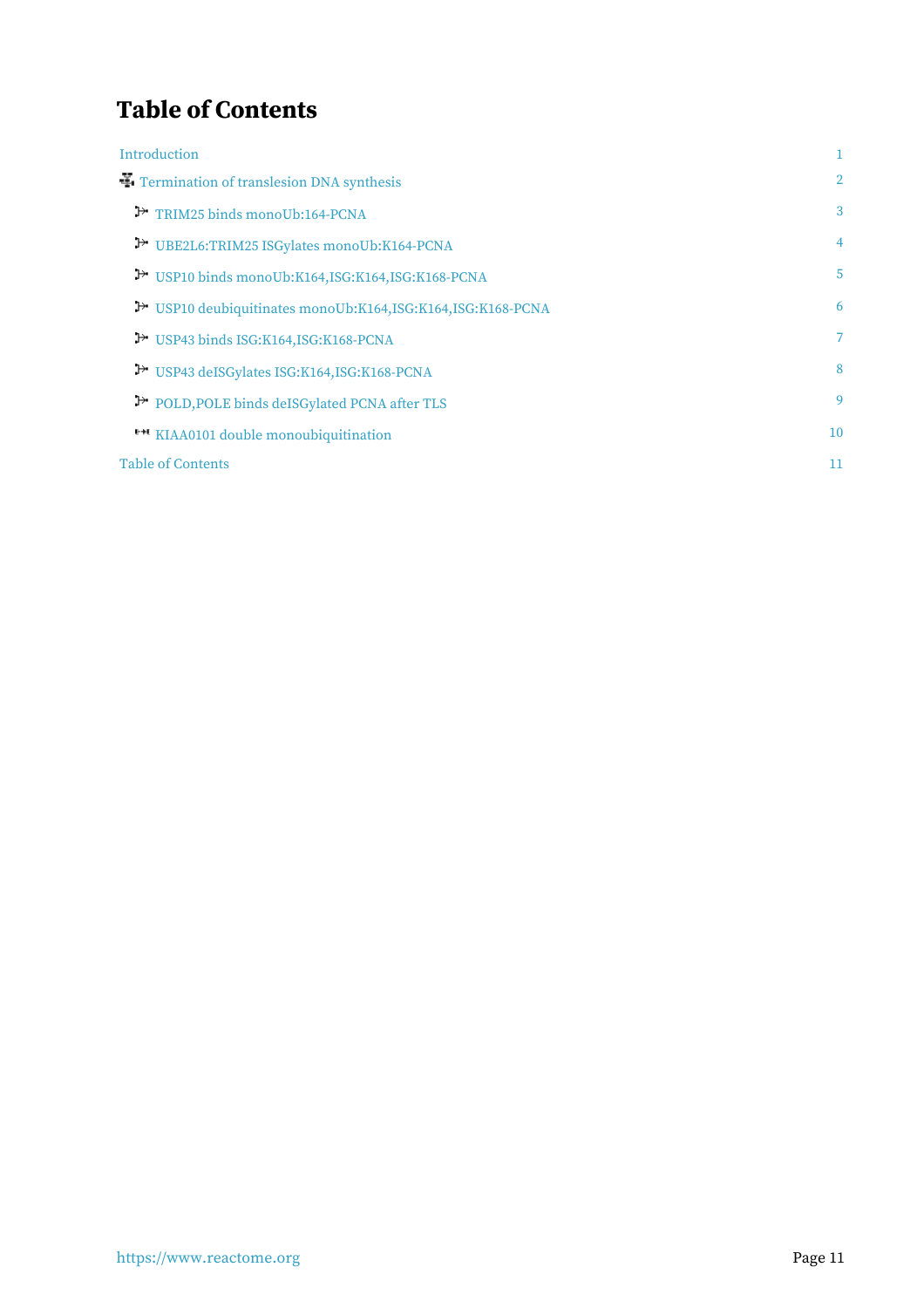# Table of Contents

| | |
|---|---|
| Introduction | 1 |
| Termination of translesion DNA synthesis | 2 |
| TRIM25 binds monoUb:164-PCNA | 3 |
| UBE2L6:TRIM25 ISGylates monoUb:K164-PCNA | 4 |
| USP10 binds monoUb:K164,ISG:K164,ISG:K168-PCNA | 5 |
| USP10 deubiquitinates monoUb:K164,ISG:K164,ISG:K168-PCNA | 6 |
| USP43 binds ISG:K164,ISG:K168-PCNA | 7 |
| USP43 deISGylates ISG:K164,ISG:K168-PCNA | 8 |
| POLD,POLE binds deISGylated PCNA after TLS | 9 |
| KIAA0101 double monoubiquitination | 10 |
| Table of Contents | 11 |